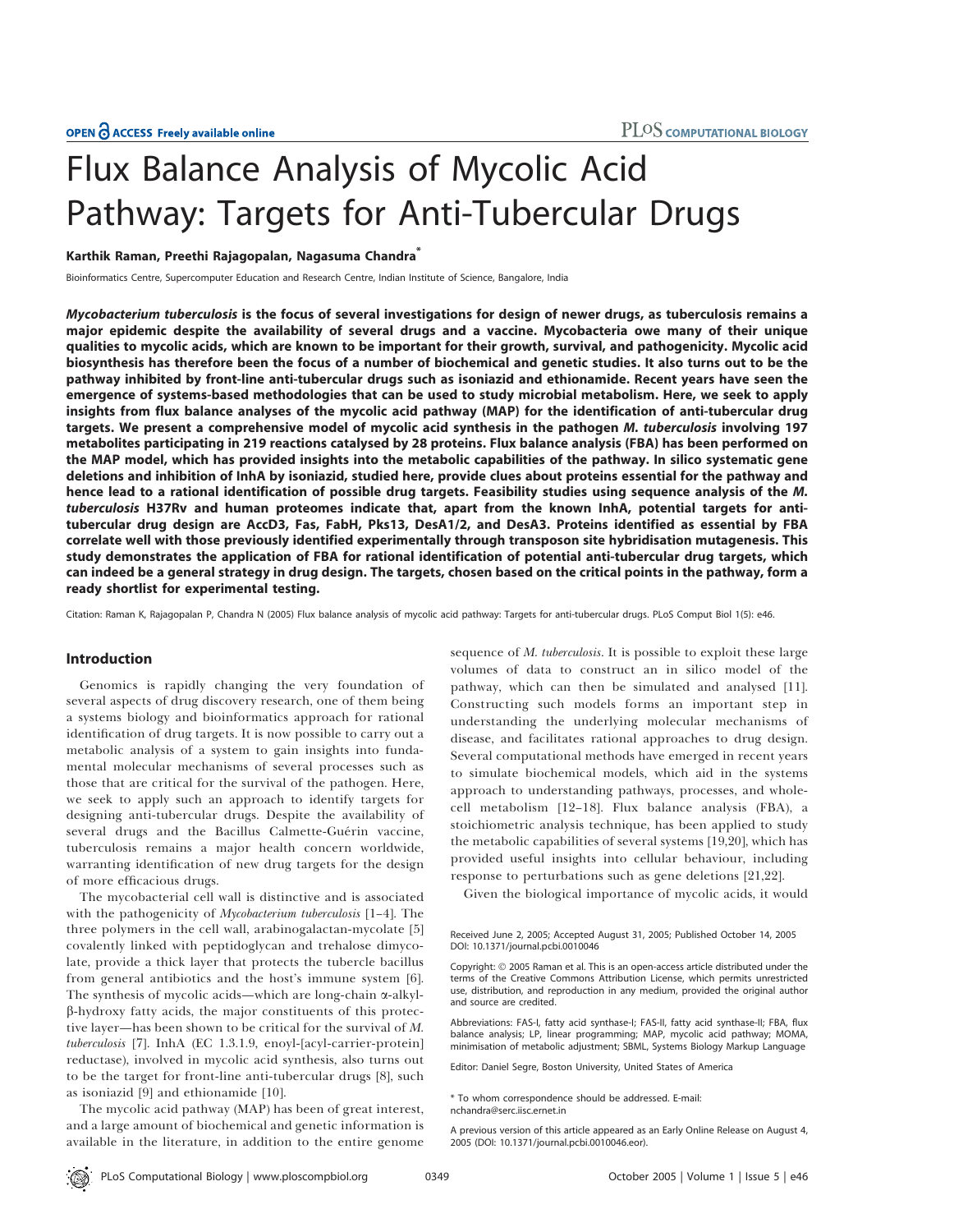# Flux Balance Analysis of Mycolic Acid Pathway: Targets for Anti-Tubercular Drugs

**Karthik Raman, Preethi Rajagopalan, Nagasuma Chandra***

Bioinformatics Centre, Supercomputer Education and Research Centre, Indian Institute of Science, Bangalore, India

***Mycobacterium tuberculosis*** **is the focus of several investigations for design of newer drugs, as tuberculosis remains a major epidemic despite the availability of several drugs and a vaccine. Mycobacteria owe many of their unique qualities to mycolic acids, which are known to be important for their growth, survival, and pathogenicity. Mycolic acid biosynthesis has therefore been the focus of a number of biochemical and genetic studies. It also turns out to be the pathway inhibited by front-line anti-tubercular drugs such as isoniazid and ethionamide. Recent years have seen the emergence of systems-based methodologies that can be used to study microbial metabolism. Here, we seek to apply insights from flux balance analyses of the mycolic acid pathway (MAP) for the identification of anti-tubercular drug targets. We present a comprehensive model of mycolic acid synthesis in the pathogen *M. tuberculosis* involving 197 metabolites participating in 219 reactions catalysed by 28 proteins. Flux balance analysis (FBA) has been performed on the MAP model, which has provided insights into the metabolic capabilities of the pathway. In silico systematic gene deletions and inhibition of InhA by isoniazid, studied here, provide clues about proteins essential for the pathway and hence lead to a rational identification of possible drug targets. Feasibility studies using sequence analysis of the *M. tuberculosis* H37Rv and human proteomes indicate that, apart from the known InhA, potential targets for anti-tubercular drug design are AccD3, Fas, FabH, Pks13, DesA1/2, and DesA3. Proteins identified as essential by FBA correlate well with those previously identified experimentally through transposon site hybridisation mutagenesis. This study demonstrates the application of FBA for rational identification of potential anti-tubercular drug targets, which can indeed be a general strategy in drug design. The targets, chosen based on the critical points in the pathway, form a ready shortlist for experimental testing.**

Citation: Raman K, Rajagopalan P, Chandra N (2005) Flux balance analysis of mycolic acid pathway: Targets for anti-tubercular drugs. PLoS Comput Biol 1(5): e46.

## Introduction

Genomics is rapidly changing the very foundation of several aspects of drug discovery research, one of them being a systems biology and bioinformatics approach for rational identification of drug targets. It is now possible to carry out a metabolic analysis of a system to gain insights into fundamental molecular mechanisms of several processes such as those that are critical for the survival of the pathogen. Here, we seek to apply such an approach to identify targets for designing anti-tubercular drugs. Despite the availability of several drugs and the Bacillus Calmette-Guérin vaccine, tuberculosis remains a major health concern worldwide, warranting identification of new drug targets for the design of more efficacious drugs.

The mycobacterial cell wall is distinctive and is associated with the pathogenicity of *Mycobacterium tuberculosis* [1–4]. The three polymers in the cell wall, arabinogalactan-mycolate [5] covalently linked with peptidoglycan and trehalose dimycolate, provide a thick layer that protects the tubercle bacillus from general antibiotics and the host's immune system [6]. The synthesis of mycolic acids—which are long-chain α-alkyl-β-hydroxy fatty acids, the major constituents of this protective layer—has been shown to be critical for the survival of *M. tuberculosis* [7]. InhA (EC 1.3.1.9, enoyl-[acyl-carrier-protein] reductase), involved in mycolic acid synthesis, also turns out to be the target for front-line anti-tubercular drugs [8], such as isoniazid [9] and ethionamide [10].

The mycolic acid pathway (MAP) has been of great interest, and a large amount of biochemical and genetic information is available in the literature, in addition to the entire genome sequence of *M. tuberculosis*. It is possible to exploit these large volumes of data to construct an in silico model of the pathway, which can then be simulated and analysed [11]. Constructing such models forms an important step in understanding the underlying molecular mechanisms of disease, and facilitates rational approaches to drug design. Several computational methods have emerged in recent years to simulate biochemical models, which aid in the systems approach to understanding pathways, processes, and whole-cell metabolism [12–18]. Flux balance analysis (FBA), a stoichiometric analysis technique, has been applied to study the metabolic capabilities of several systems [19,20], which has provided useful insights into cellular behaviour, including response to perturbations such as gene deletions [21,22].

Given the biological importance of mycolic acids, it would

Received June 2, 2005; Accepted August 31, 2005; Published October 14, 2005
DOI: 10.1371/journal.pcbi.0010046

Copyright: © 2005 Raman et al. This is an open-access article distributed under the terms of the Creative Commons Attribution License, which permits unrestricted use, distribution, and reproduction in any medium, provided the original author and source are credited.

Abbreviations: FAS-I, fatty acid synthase-I; FAS-II, fatty acid synthase-II; FBA, flux balance analysis; LP, linear programming; MAP, mycolic acid pathway; MOMA, minimisation of metabolic adjustment; SBML, Systems Biology Markup Language

Editor: Daniel Segre, Boston University, United States of America

\* To whom correspondence should be addressed. E-mail: nchandra@serc.iisc.ernet.in

A previous version of this article appeared as an Early Online Release on August 4, 2005 (DOI: 10.1371/journal.pcbi.0010046.eor).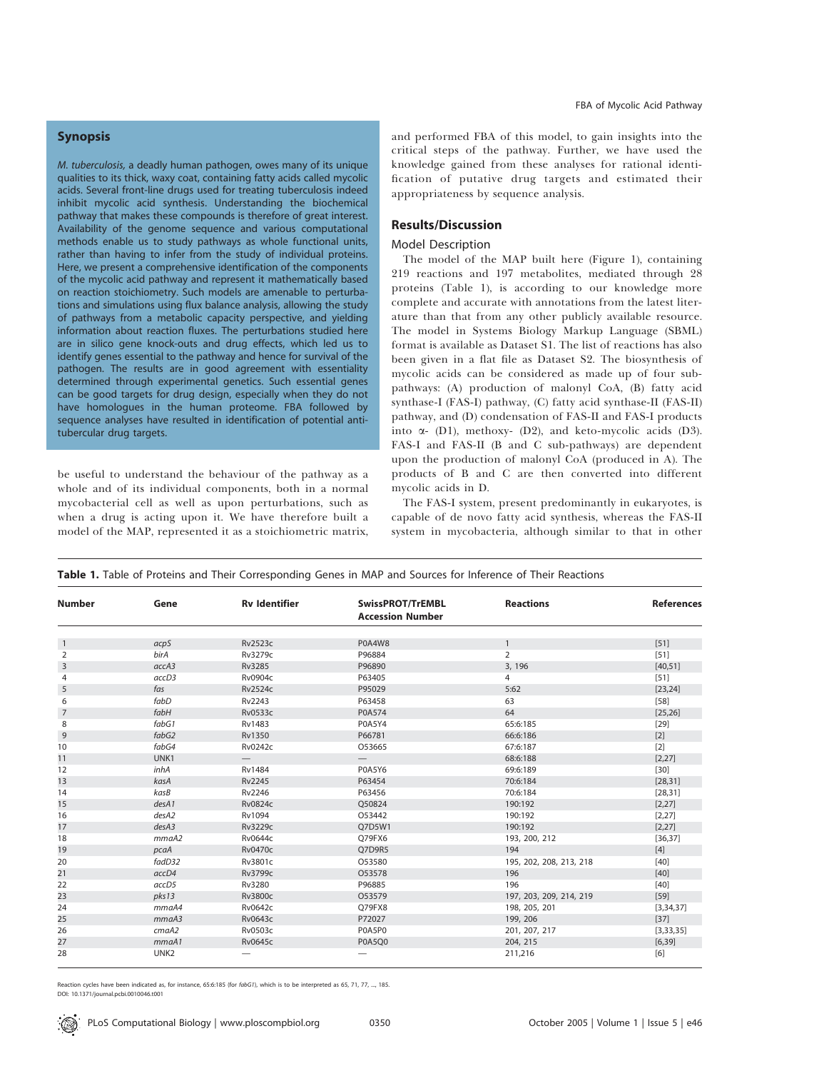## Synopsis

*M. tuberculosis,* a deadly human pathogen, owes many of its unique qualities to its thick, waxy coat, containing fatty acids called mycolic acids. Several front-line drugs used for treating tuberculosis indeed inhibit mycolic acid synthesis. Understanding the biochemical pathway that makes these compounds is therefore of great interest. Availability of the genome sequence and various computational methods enable us to study pathways as whole functional units, rather than having to infer from the study of individual proteins. Here, we present a comprehensive identification of the components of the mycolic acid pathway and represent it mathematically based on reaction stoichiometry. Such models are amenable to perturbations and simulations using flux balance analysis, allowing the study of pathways from a metabolic capacity perspective, and yielding information about reaction fluxes. The perturbations studied here are in silico gene knock-outs and drug effects, which led us to identify genes essential to the pathway and hence for survival of the pathogen. The results are in good agreement with essentiality determined through experimental genetics. Such essential genes can be good targets for drug design, especially when they do not have homologues in the human proteome. FBA followed by sequence analyses have resulted in identification of potential anti-tubercular drug targets.

be useful to understand the behaviour of the pathway as a whole and of its individual components, both in a normal mycobacterial cell as well as upon perturbations, such as when a drug is acting upon it. We have therefore built a model of the MAP, represented it as a stoichiometric matrix, and performed FBA of this model, to gain insights into the critical steps of the pathway. Further, we have used the knowledge gained from these analyses for rational identification of putative drug targets and estimated their appropriateness by sequence analysis.

## Results/Discussion

### Model Description

The model of the MAP built here (Figure 1), containing 219 reactions and 197 metabolites, mediated through 28 proteins (Table 1), is according to our knowledge more complete and accurate with annotations from the latest literature than that from any other publicly available resource. The model in Systems Biology Markup Language (SBML) format is available as Dataset S1. The list of reactions has also been given in a flat file as Dataset S2. The biosynthesis of mycolic acids can be considered as made up of four subpathways: (A) production of malonyl CoA, (B) fatty acid synthase-I (FAS-I) pathway, (C) fatty acid synthase-II (FAS-II) pathway, and (D) condensation of FAS-II and FAS-I products into α- (D1), methoxy- (D2), and keto-mycolic acids (D3). FAS-I and FAS-II (B and C sub-pathways) are dependent upon the production of malonyl CoA (produced in A). The products of B and C are then converted into different mycolic acids in D.

The FAS-I system, present predominantly in eukaryotes, is capable of de novo fatty acid synthesis, whereas the FAS-II system in mycobacteria, although similar to that in other

**Table 1.** Table of Proteins and Their Corresponding Genes in MAP and Sources for Inference of Their Reactions

| Number | Gene | Rv Identifier | SwissPROT/TrEMBL Accession Number | Reactions | References |
|---|---|---|---|---|---|
| 1 | *acpS* | Rv2523c | P0A4W8 | 1 | [51] |
| 2 | *birA* | Rv3279c | P96884 | 2 | [51] |
| 3 | *accA3* | Rv3285 | P96890 | 3, 196 | [40,51] |
| 4 | *accD3* | Rv0904c | P63405 | 4 | [51] |
| 5 | *fas* | Rv2524c | P95029 | 5:62 | [23,24] |
| 6 | *fabD* | Rv2243 | P63458 | 63 | [58] |
| 7 | *fabH* | Rv0533c | P0A574 | 64 | [25,26] |
| 8 | *fabG1* | Rv1483 | P0A5Y4 | 65:6:185 | [29] |
| 9 | *fabG2* | Rv1350 | P66781 | 66:6:186 | [2] |
| 10 | *fabG4* | Rv0242c | O53665 | 67:6:187 | [2] |
| 11 | UNK1 | — | — | 68:6:188 | [2,27] |
| 12 | *inhA* | Rv1484 | P0A5Y6 | 69:6:189 | [30] |
| 13 | *kasA* | Rv2245 | P63454 | 70:6:184 | [28,31] |
| 14 | *kasB* | Rv2246 | P63456 | 70:6:184 | [28,31] |
| 15 | *desA1* | Rv0824c | Q50824 | 190:192 | [2,27] |
| 16 | *desA2* | Rv1094 | O53442 | 190:192 | [2,27] |
| 17 | *desA3* | Rv3229c | Q7D5W1 | 190:192 | [2,27] |
| 18 | *mmaA2* | Rv0644c | Q79FX6 | 193, 200, 212 | [36,37] |
| 19 | *pcaA* | Rv0470c | Q7D9R5 | 194 | [4] |
| 20 | *fadD32* | Rv3801c | O53580 | 195, 202, 208, 213, 218 | [40] |
| 21 | *accD4* | Rv3799c | O53578 | 196 | [40] |
| 22 | *accD5* | Rv3280 | P96885 | 196 | [40] |
| 23 | *pks13* | Rv3800c | O53579 | 197, 203, 209, 214, 219 | [59] |
| 24 | *mmaA4* | Rv0642c | Q79FX8 | 198, 205, 201 | [3,34,37] |
| 25 | *mmaA3* | Rv0643c | P72027 | 199, 206 | [37] |
| 26 | *cmaA2* | Rv0503c | P0A5P0 | 201, 207, 217 | [3,33,35] |
| 27 | *mmaA1* | Rv0645c | P0A5Q0 | 204, 215 | [6,39] |
| 28 | UNK2 | — | — | 211,216 | [6] |

Reaction cycles have been indicated as, for instance, 65:6:185 (for *fabG1*), which is to be interpreted as 65, 71, 77, ..., 185.
DOI: 10.1371/journal.pcbi.0010046.t001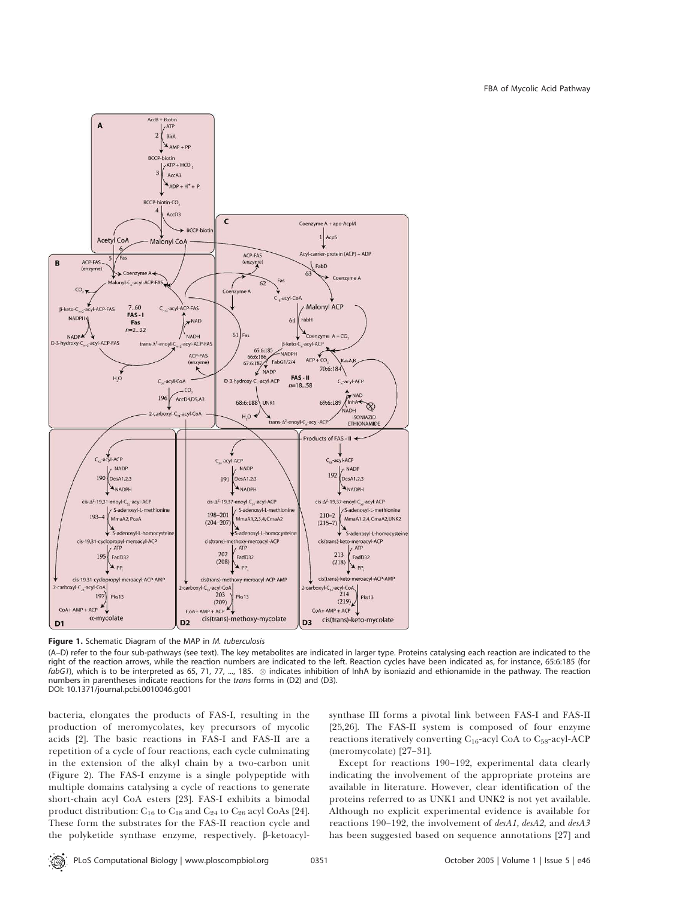**Figure 1.** Schematic Diagram of the MAP in *M. tuberculosis*

(A–D) refer to the four sub-pathways (see text). The key metabolites are indicated in larger type. Proteins catalysing each reaction are indicated to the right of the reaction arrows, while the reaction numbers are indicated to the left. Reaction cycles have been indicated as, for instance, 65:6:185 (for *fabG1*), which is to be interpreted as 65, 71, 77, ..., 185. ⊗ indicates inhibition of InhA by isoniazid and ethionamide in the pathway. The reaction numbers in parentheses indicate reactions for the *trans* forms in (D2) and (D3).
DOI: 10.1371/journal.pcbi.0010046.g001

bacteria, elongates the products of FAS-I, resulting in the production of meromycolates, key precursors of mycolic acids [2]. The basic reactions in FAS-I and FAS-II are a repetition of a cycle of four reactions, each cycle culminating in the extension of the alkyl chain by a two-carbon unit (Figure 2). The FAS-I enzyme is a single polypeptide with multiple domains catalysing a cycle of reactions to generate short-chain acyl CoA esters [23]. FAS-I exhibits a bimodal product distribution: $C_{16}$ to $C_{18}$ and $C_{24}$ to $C_{26}$ acyl CoAs [24]. These form the substrates for the FAS-II reaction cycle and the polyketide synthase enzyme, respectively. β-ketoacyl-synthase III forms a pivotal link between FAS-I and FAS-II [25,26]. The FAS-II system is composed of four enzyme reactions iteratively converting $C_{16}$-acyl CoA to $C_{58}$-acyl-ACP (meromycolate) [27–31].

Except for reactions 190–192, experimental data clearly indicating the involvement of the appropriate proteins are available in literature. However, clear identification of the proteins referred to as UNK1 and UNK2 is not yet available. Although no explicit experimental evidence is available for reactions 190–192, the involvement of *desA1, desA2,* and *desA3* has been suggested based on sequence annotations [27] and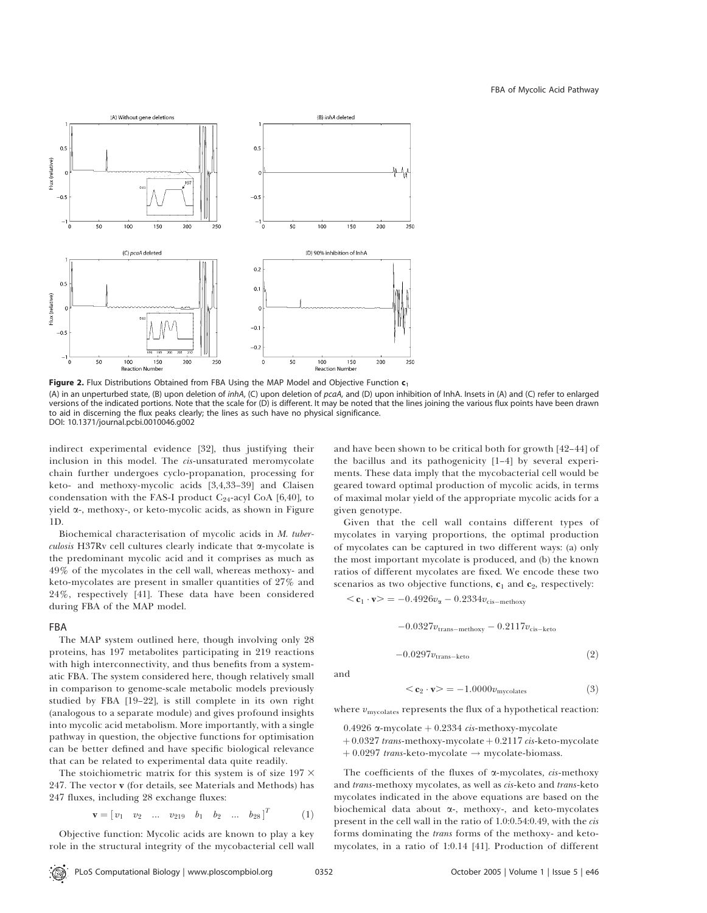(A) Without gene deletions

(B) inhA deleted

(C) pcaA deleted

(D) 90% inhibition of InhA

Flux (relative)

Reaction Number

197

**Figure 2.** Flux Distributions Obtained from FBA Using the MAP Model and Objective Function $\mathbf{c}_1$

(A) in an unperturbed state, (B) upon deletion of *inhA*, (C) upon deletion of *pcaA*, and (D) upon inhibition of InhA. Insets in (A) and (C) refer to enlarged versions of the indicated portions. Note that the scale for (D) is different. It may be noted that the lines joining the various flux points have been drawn to aid in discerning the flux peaks clearly; the lines as such have no physical significance.

DOI: 10.1371/journal.pcbi.0010046.g002

indirect experimental evidence [32], thus justifying their inclusion in this model. The *cis*-unsaturated meromycolate chain further undergoes cyclo-propanation, processing for keto- and methoxy-mycolic acids [3,4,33–39] and Claisen condensation with the FAS-I product $C_{24}$-acyl CoA [6,40], to yield α-, methoxy-, or keto-mycolic acids, as shown in Figure 1D.

Biochemical characterisation of mycolic acids in *M. tuberculosis* H37Rv cell cultures clearly indicate that α-mycolate is the predominant mycolic acid and it comprises as much as 49% of the mycolates in the cell wall, whereas methoxy- and keto-mycolates are present in smaller quantities of 27% and 24%, respectively [41]. These data have been considered during FBA of the MAP model.

## FBA

The MAP system outlined here, though involving only 28 proteins, has 197 metabolites participating in 219 reactions with high interconnectivity, and thus benefits from a systematic FBA. The system considered here, though relatively small in comparison to genome-scale metabolic models previously studied by FBA [19–22], is still complete in its own right (analogous to a separate module) and gives profound insights into mycolic acid metabolism. More importantly, with a single pathway in question, the objective functions for optimisation can be better defined and have specific biological relevance that can be related to experimental data quite readily.

The stoichiometric matrix for this system is of size 197 × 247. The vector **v** (for details, see Materials and Methods) has 247 fluxes, including 28 exchange fluxes:

$$\mathbf{v} = \begin{bmatrix} v_1 & v_2 & \ldots & v_{219} & b_1 & b_2 & \ldots & b_{28} \end{bmatrix}^T \tag{1}$$

Objective function: Mycolic acids are known to play a key role in the structural integrity of the mycobacterial cell wall and have been shown to be critical both for growth [42–44] of the bacillus and its pathogenicity [1–4] by several experiments. These data imply that the mycobacterial cell would be geared toward optimal production of mycolic acids, in terms of maximal molar yield of the appropriate mycolic acids for a given genotype.

Given that the cell wall contains different types of mycolates in varying proportions, the optimal production of mycolates can be captured in two different ways: (a) only the most important mycolate is produced, and (b) the known ratios of different mycolates are fixed. We encode these two scenarios as two objective functions, $\mathbf{c}_1$ and $\mathbf{c}_2$, respectively:

$$< \mathbf{c}_1 \cdot \mathbf{v} > = -0.4926 v_\alpha - 0.2334 v_{\text{cis-methoxy}} - 0.0327 v_{\text{trans-methoxy}} - 0.2117 v_{\text{cis-keto}} - 0.0297 v_{\text{trans-keto}} \tag{2}$$

and

$$< \mathbf{c}_2 \cdot \mathbf{v} > = -1.0000 v_{\text{mycolates}} \tag{3}$$

where $v_{\text{mycolates}}$ represents the flux of a hypothetical reaction:

0.4926 α-mycolate + 0.2334 *cis*-methoxy-mycolate + 0.0327 *trans*-methoxy-mycolate + 0.2117 *cis*-keto-mycolate + 0.0297 *trans*-keto-mycolate → mycolate-biomass.

The coefficients of the fluxes of α-mycolates, *cis*-methoxy and *trans*-methoxy mycolates, as well as *cis*-keto and *trans*-keto mycolates indicated in the above equations are based on the biochemical data about α-, methoxy-, and keto-mycolates present in the cell wall in the ratio of 1.0:0.54:0.49, with the *cis* forms dominating the *trans* forms of the methoxy- and keto-mycolates, in a ratio of 1:0.14 [41]. Production of different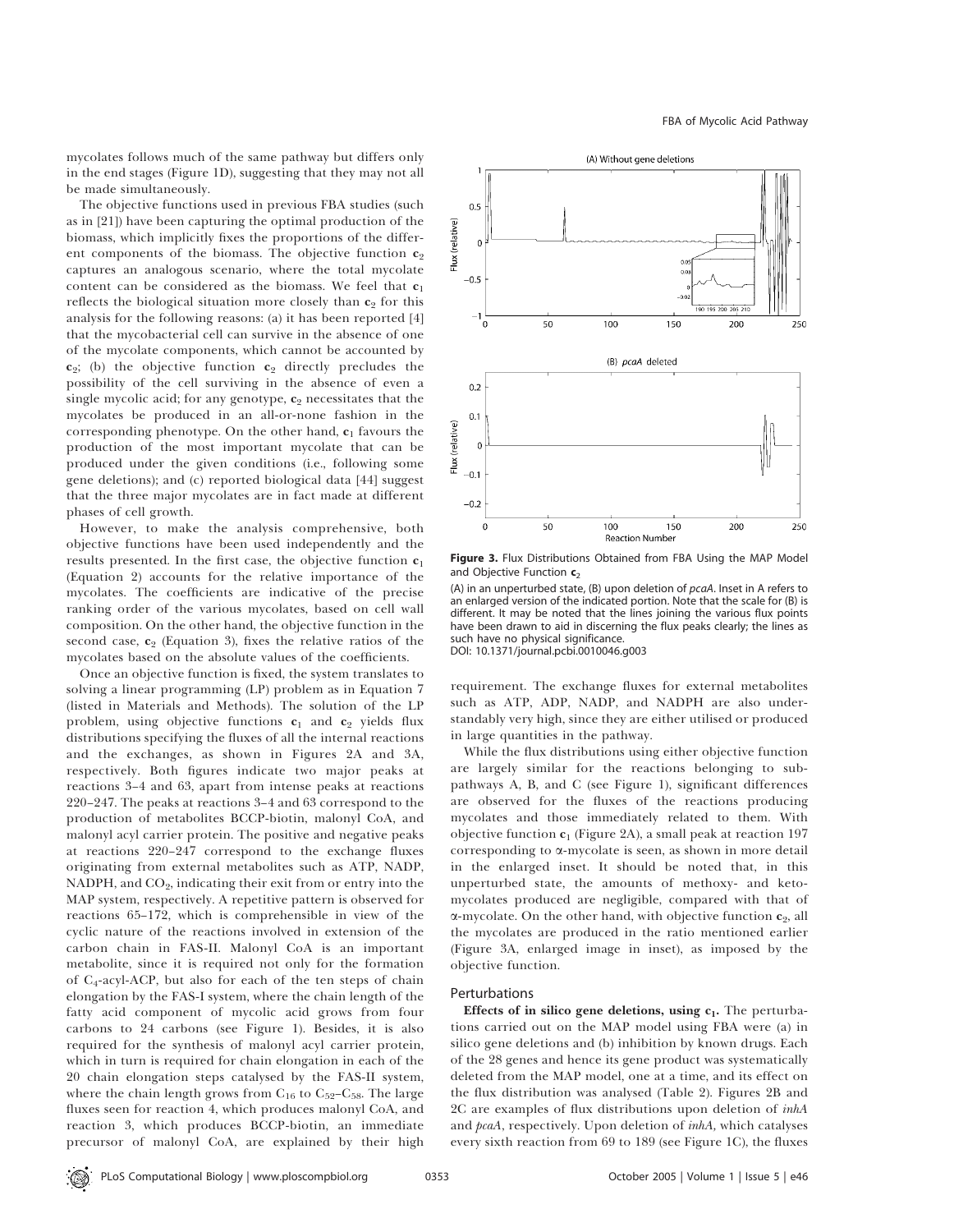mycolates follows much of the same pathway but differs only in the end stages (Figure 1D), suggesting that they may not all be made simultaneously.

The objective functions used in previous FBA studies (such as in [21]) have been capturing the optimal production of the biomass, which implicitly fixes the proportions of the different components of the biomass. The objective function $\mathbf{c}_2$ captures an analogous scenario, where the total mycolate content can be considered as the biomass. We feel that $\mathbf{c}_1$ reflects the biological situation more closely than $\mathbf{c}_2$ for this analysis for the following reasons: (a) it has been reported [4] that the mycobacterial cell can survive in the absence of one of the mycolate components, which cannot be accounted by $\mathbf{c}_2$; (b) the objective function $\mathbf{c}_2$ directly precludes the possibility of the cell surviving in the absence of even a single mycolic acid; for any genotype, $\mathbf{c}_2$ necessitates that the mycolates be produced in an all-or-none fashion in the corresponding phenotype. On the other hand, $\mathbf{c}_1$ favours the production of the most important mycolate that can be produced under the given conditions (i.e., following some gene deletions); and (c) reported biological data [44] suggest that the three major mycolates are in fact made at different phases of cell growth.

However, to make the analysis comprehensive, both objective functions have been used independently and the results presented. In the first case, the objective function $\mathbf{c}_1$ (Equation 2) accounts for the relative importance of the mycolates. The coefficients are indicative of the precise ranking order of the various mycolates, based on cell wall composition. On the other hand, the objective function in the second case, $\mathbf{c}_2$ (Equation 3), fixes the relative ratios of the mycolates based on the absolute values of the coefficients.

Once an objective function is fixed, the system translates to solving a linear programming (LP) problem as in Equation 7 (listed in Materials and Methods). The solution of the LP problem, using objective functions $\mathbf{c}_1$ and $\mathbf{c}_2$ yields flux distributions specifying the fluxes of all the internal reactions and the exchanges, as shown in Figures 2A and 3A, respectively. Both figures indicate two major peaks at reactions 3–4 and 63, apart from intense peaks at reactions 220–247. The peaks at reactions 3–4 and 63 correspond to the production of metabolites BCCP-biotin, malonyl CoA, and malonyl acyl carrier protein. The positive and negative peaks at reactions 220–247 correspond to the exchange fluxes originating from external metabolites such as ATP, NADP, NADPH, and $CO_2$, indicating their exit from or entry into the MAP system, respectively. A repetitive pattern is observed for reactions 65–172, which is comprehensible in view of the cyclic nature of the reactions involved in extension of the carbon chain in FAS-II. Malonyl CoA is an important metabolite, since it is required not only for the formation of $C_4$-acyl-ACP, but also for each of the ten steps of chain elongation by the FAS-I system, where the chain length of the fatty acid component of mycolic acid grows from four carbons to 24 carbons (see Figure 1). Besides, it is also required for the synthesis of malonyl acyl carrier protein, which in turn is required for chain elongation in each of the 20 chain elongation steps catalysed by the FAS-II system, where the chain length grows from $C_{16}$ to $C_{52}$–$C_{58}$. The large fluxes seen for reaction 4, which produces malonyl CoA, and reaction 3, which produces BCCP-biotin, an immediate precursor of malonyl CoA, are explained by their high

(A) Without gene deletions

Flux (relative)

(B) *pcaA* deleted

Flux (relative)

Reaction Number

**Figure 3.** Flux Distributions Obtained from FBA Using the MAP Model and Objective Function $\mathbf{c}_2$

(A) in an unperturbed state, (B) upon deletion of *pcaA*. Inset in A refers to an enlarged version of the indicated portion. Note that the scale for (B) is different. It may be noted that the lines joining the various flux points have been drawn to aid in discerning the flux peaks clearly; the lines as such have no physical significance.

DOI: 10.1371/journal.pcbi.0010046.g003

requirement. The exchange fluxes for external metabolites such as ATP, ADP, NADP, and NADPH are also understandably very high, since they are either utilised or produced in large quantities in the pathway.

While the flux distributions using either objective function are largely similar for the reactions belonging to subpathways A, B, and C (see Figure 1), significant differences are observed for the fluxes of the reactions producing mycolates and those immediately related to them. With objective function $\mathbf{c}_1$ (Figure 2A), a small peak at reaction 197 corresponding to α-mycolate is seen, as shown in more detail in the enlarged inset. It should be noted that, in this unperturbed state, the amounts of methoxy- and keto-mycolates produced are negligible, compared with that of α-mycolate. On the other hand, with objective function $\mathbf{c}_2$, all the mycolates are produced in the ratio mentioned earlier (Figure 3A, enlarged image in inset), as imposed by the objective function.

### Perturbations

**Effects of in silico gene deletions, using $\mathbf{c}_1$.** The perturbations carried out on the MAP model using FBA were (a) in silico gene deletions and (b) inhibition by known drugs. Each of the 28 genes and hence its gene product was systematically deleted from the MAP model, one at a time, and its effect on the flux distribution was analysed (Table 2). Figures 2B and 2C are examples of flux distributions upon deletion of *inhA* and *pcaA*, respectively. Upon deletion of *inhA,* which catalyses every sixth reaction from 69 to 189 (see Figure 1C), the fluxes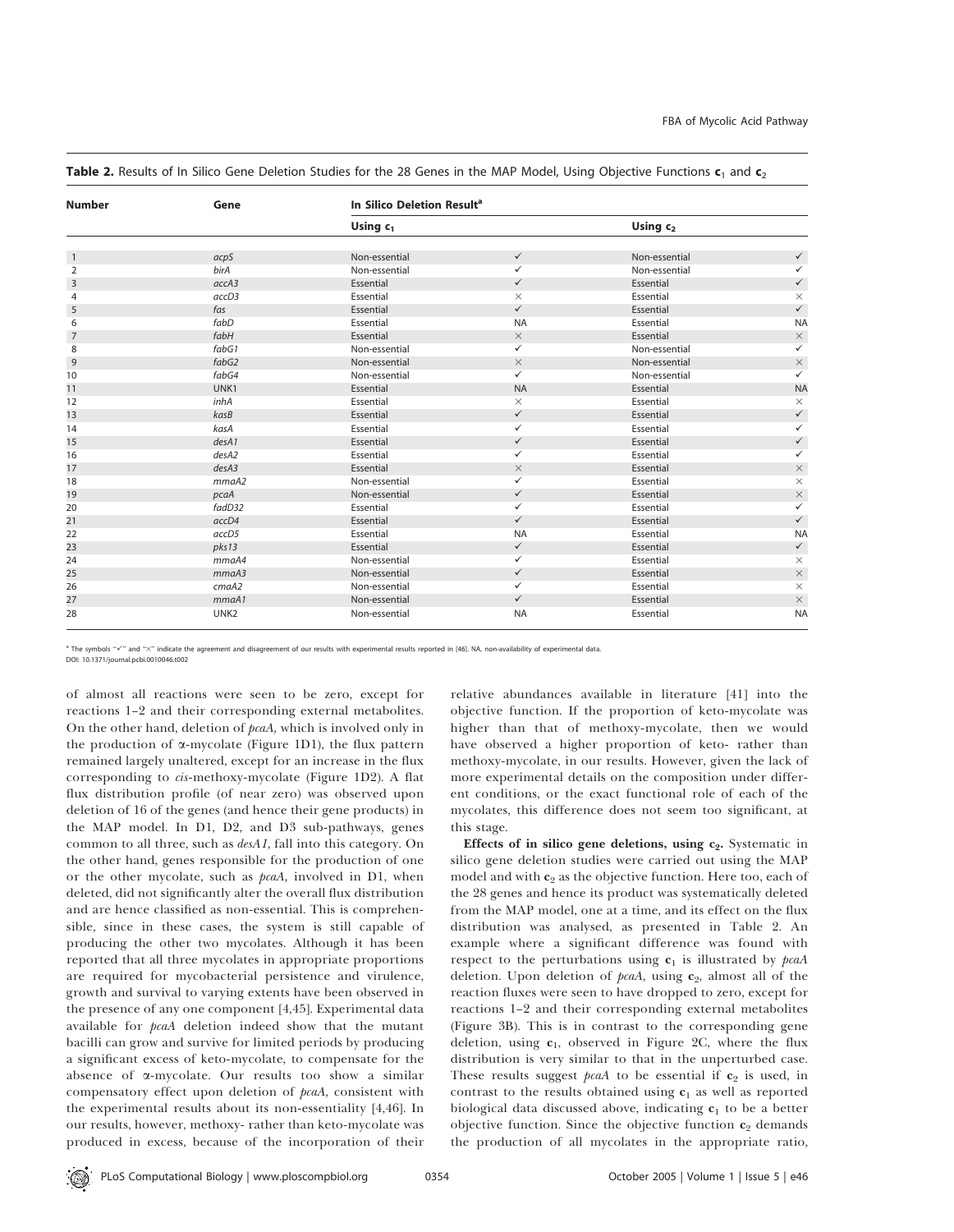**Table 2.** Results of In Silico Gene Deletion Studies for the 28 Genes in the MAP Model, Using Objective Functions $\mathbf{c}_1$ and $\mathbf{c}_2$

| Number | Gene | In Silico Deletion Result[a] | | | |
|---|---|---|---|---|---|
| | | Using $c_1$ | | Using $c_2$ | |
| 1 | *acpS* | Non-essential | ✓ | Non-essential | ✓ |
| 2 | *birA* | Non-essential | ✓ | Non-essential | ✓ |
| 3 | *accA3* | Essential | ✓ | Essential | ✓ |
| 4 | *accD3* | Essential | × | Essential | × |
| 5 | *fas* | Essential | ✓ | Essential | ✓ |
| 6 | *fabD* | Essential | NA | Essential | NA |
| 7 | *fabH* | Essential | × | Essential | × |
| 8 | *fabG1* | Non-essential | ✓ | Non-essential | ✓ |
| 9 | *fabG2* | Non-essential | × | Non-essential | × |
| 10 | *fabG4* | Non-essential | ✓ | Non-essential | ✓ |
| 11 | UNK1 | Essential | NA | Essential | NA |
| 12 | *inhA* | Essential | × | Essential | × |
| 13 | *kasB* | Essential | ✓ | Essential | ✓ |
| 14 | *kasA* | Essential | ✓ | Essential | ✓ |
| 15 | *desA1* | Essential | ✓ | Essential | ✓ |
| 16 | *desA2* | Essential | ✓ | Essential | ✓ |
| 17 | *desA3* | Essential | × | Essential | × |
| 18 | *mmaA2* | Non-essential | ✓ | Essential | × |
| 19 | *pcaA* | Non-essential | ✓ | Essential | × |
| 20 | *fadD32* | Essential | ✓ | Essential | ✓ |
| 21 | *accD4* | Essential | ✓ | Essential | ✓ |
| 22 | *accD5* | Essential | NA | Essential | NA |
| 23 | *pks13* | Essential | ✓ | Essential | ✓ |
| 24 | *mmaA4* | Non-essential | ✓ | Essential | × |
| 25 | *mmaA3* | Non-essential | ✓ | Essential | × |
| 26 | *cmaA2* | Non-essential | ✓ | Essential | × |
| 27 | *mmaA1* | Non-essential | ✓ | Essential | × |
| 28 | UNK2 | Non-essential | NA | Essential | NA |

[a] The symbols "✓" and "×" indicate the agreement and disagreement of our results with experimental results reported in [46]. NA, non-availability of experimental data.

DOI: 10.1371/journal.pcbi.0010046.t002

of almost all reactions were seen to be zero, except for reactions 1–2 and their corresponding external metabolites. On the other hand, deletion of *pcaA*, which is involved only in the production of α-mycolate (Figure 1D1), the flux pattern remained largely unaltered, except for an increase in the flux corresponding to *cis*-methoxy-mycolate (Figure 1D2). A flat flux distribution profile (of near zero) was observed upon deletion of 16 of the genes (and hence their gene products) in the MAP model. In D1, D2, and D3 sub-pathways, genes common to all three, such as *desA1*, fall into this category. On the other hand, genes responsible for the production of one or the other mycolate, such as *pcaA*, involved in D1, when deleted, did not significantly alter the overall flux distribution and are hence classified as non-essential. This is comprehensible, since in these cases, the system is still capable of producing the other two mycolates. Although it has been reported that all three mycolates in appropriate proportions are required for mycobacterial persistence and virulence, growth and survival to varying extents have been observed in the presence of any one component [4,45]. Experimental data available for *pcaA* deletion indeed show that the mutant bacilli can grow and survive for limited periods by producing a significant excess of keto-mycolate, to compensate for the absence of α-mycolate. Our results too show a similar compensatory effect upon deletion of *pcaA*, consistent with the experimental results about its non-essentiality [4,46]. In our results, however, methoxy- rather than keto-mycolate was produced in excess, because of the incorporation of their relative abundances available in literature [41] into the objective function. If the proportion of keto-mycolate was higher than that of methoxy-mycolate, then we would have observed a higher proportion of keto- rather than methoxy-mycolate, in our results. However, given the lack of more experimental details on the composition under different conditions, or the exact functional role of each of the mycolates, this difference does not seem too significant, at this stage.

**Effects of in silico gene deletions, using $\mathbf{c}_2$.** Systematic in silico gene deletion studies were carried out using the MAP model and with $\mathbf{c}_2$ as the objective function. Here too, each of the 28 genes and hence its product was systematically deleted from the MAP model, one at a time, and its effect on the flux distribution was analysed, as presented in Table 2. An example where a significant difference was found with respect to the perturbations using $\mathbf{c}_1$ is illustrated by *pcaA* deletion. Upon deletion of *pcaA*, using $\mathbf{c}_2$, almost all of the reaction fluxes were seen to have dropped to zero, except for reactions 1–2 and their corresponding external metabolites (Figure 3B). This is in contrast to the corresponding gene deletion, using $\mathbf{c}_1$, observed in Figure 2C, where the flux distribution is very similar to that in the unperturbed case. These results suggest *pcaA* to be essential if $\mathbf{c}_2$ is used, in contrast to the results obtained using $\mathbf{c}_1$ as well as reported biological data discussed above, indicating $\mathbf{c}_1$ to be a better objective function. Since the objective function $\mathbf{c}_2$ demands the production of all mycolates in the appropriate ratio,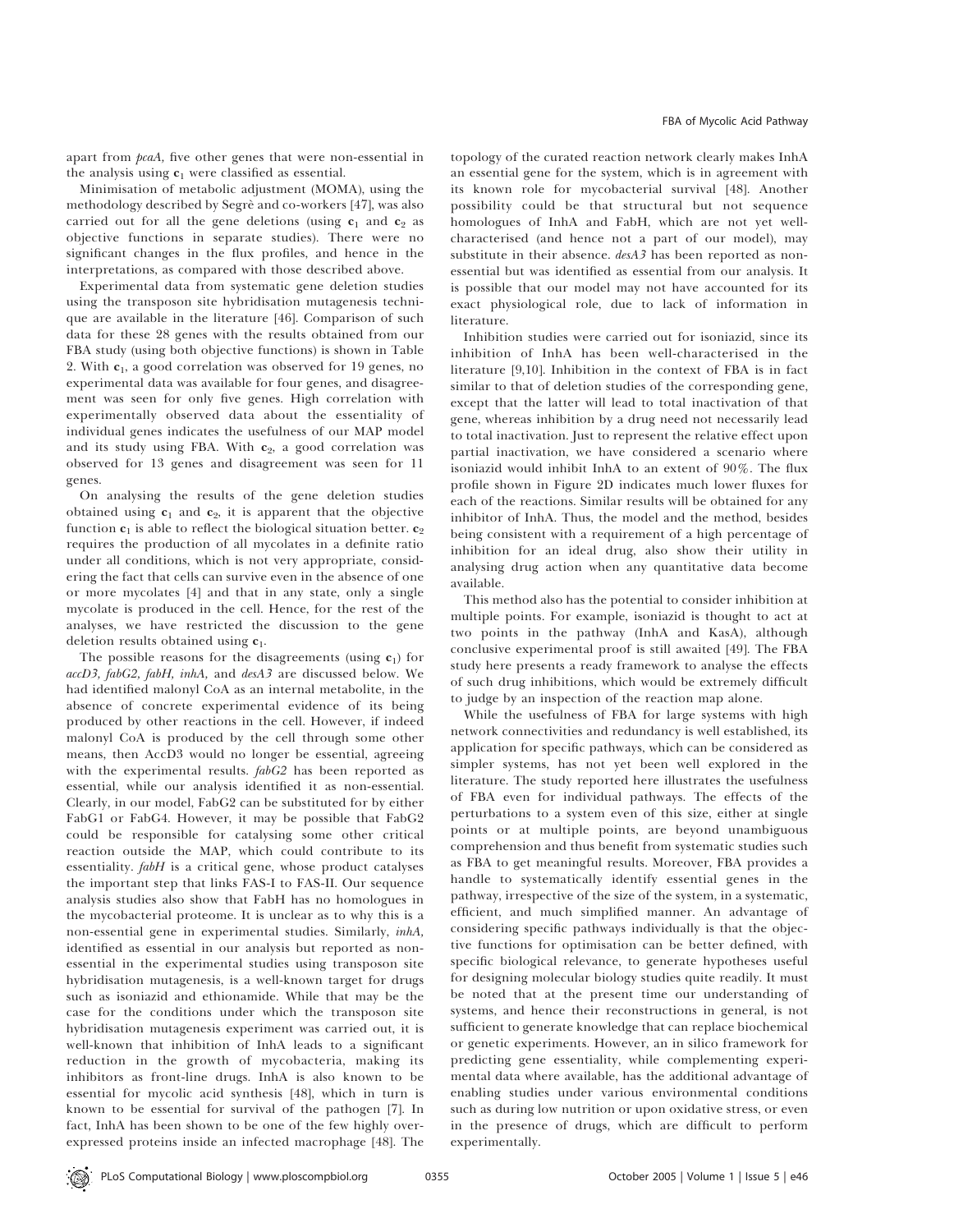apart from *pcaA*, five other genes that were non-essential in the analysis using $\mathbf{c}_1$ were classified as essential.

Minimisation of metabolic adjustment (MOMA), using the methodology described by Segrè and co-workers [47], was also carried out for all the gene deletions (using $\mathbf{c}_1$ and $\mathbf{c}_2$ as objective functions in separate studies). There were no significant changes in the flux profiles, and hence in the interpretations, as compared with those described above.

Experimental data from systematic gene deletion studies using the transposon site hybridisation mutagenesis technique are available in the literature [46]. Comparison of such data for these 28 genes with the results obtained from our FBA study (using both objective functions) is shown in Table 2. With $\mathbf{c}_1$, a good correlation was observed for 19 genes, no experimental data was available for four genes, and disagreement was seen for only five genes. High correlation with experimentally observed data about the essentiality of individual genes indicates the usefulness of our MAP model and its study using FBA. With $\mathbf{c}_2$, a good correlation was observed for 13 genes and disagreement was seen for 11 genes.

On analysing the results of the gene deletion studies obtained using $\mathbf{c}_1$ and $\mathbf{c}_2$, it is apparent that the objective function $\mathbf{c}_1$ is able to reflect the biological situation better. $\mathbf{c}_2$ requires the production of all mycolates in a definite ratio under all conditions, which is not very appropriate, considering the fact that cells can survive even in the absence of one or more mycolates [4] and that in any state, only a single mycolate is produced in the cell. Hence, for the rest of the analyses, we have restricted the discussion to the gene deletion results obtained using $\mathbf{c}_1$.

The possible reasons for the disagreements (using $\mathbf{c}_1$) for *accD3, fabG2, fabH, inhA,* and *desA3* are discussed below. We had identified malonyl CoA as an internal metabolite, in the absence of concrete experimental evidence of its being produced by other reactions in the cell. However, if indeed malonyl CoA is produced by the cell through some other means, then AccD3 would no longer be essential, agreeing with the experimental results. *fabG2* has been reported as essential, while our analysis identified it as non-essential. Clearly, in our model, FabG2 can be substituted for by either FabG1 or FabG4. However, it may be possible that FabG2 could be responsible for catalysing some other critical reaction outside the MAP, which could contribute to its essentiality. *fabH* is a critical gene, whose product catalyses the important step that links FAS-I to FAS-II. Our sequence analysis studies also show that FabH has no homologues in the mycobacterial proteome. It is unclear as to why this is a non-essential gene in experimental studies. Similarly, *inhA,* identified as essential in our analysis but reported as non-essential in the experimental studies using transposon site hybridisation mutagenesis, is a well-known target for drugs such as isoniazid and ethionamide. While that may be the case for the conditions under which the transposon site hybridisation mutagenesis experiment was carried out, it is well-known that inhibition of InhA leads to a significant reduction in the growth of mycobacteria, making its inhibitors as front-line drugs. InhA is also known to be essential for mycolic acid synthesis [48], which in turn is known to be essential for survival of the pathogen [7]. In fact, InhA has been shown to be one of the few highly over-expressed proteins inside an infected macrophage [48]. The topology of the curated reaction network clearly makes InhA an essential gene for the system, which is in agreement with its known role for mycobacterial survival [48]. Another possibility could be that structural but not sequence homologues of InhA and FabH, which are not yet well-characterised (and hence not a part of our model), may substitute in their absence. *desA3* has been reported as non-essential but was identified as essential from our analysis. It is possible that our model may not have accounted for its exact physiological role, due to lack of information in literature.

Inhibition studies were carried out for isoniazid, since its inhibition of InhA has been well-characterised in the literature [9,10]. Inhibition in the context of FBA is in fact similar to that of deletion studies of the corresponding gene, except that the latter will lead to total inactivation of that gene, whereas inhibition by a drug need not necessarily lead to total inactivation. Just to represent the relative effect upon partial inactivation, we have considered a scenario where isoniazid would inhibit InhA to an extent of 90%. The flux profile shown in Figure 2D indicates much lower fluxes for each of the reactions. Similar results will be obtained for any inhibitor of InhA. Thus, the model and the method, besides being consistent with a requirement of a high percentage of inhibition for an ideal drug, also show their utility in analysing drug action when any quantitative data become available.

This method also has the potential to consider inhibition at multiple points. For example, isoniazid is thought to act at two points in the pathway (InhA and KasA), although conclusive experimental proof is still awaited [49]. The FBA study here presents a ready framework to analyse the effects of such drug inhibitions, which would be extremely difficult to judge by an inspection of the reaction map alone.

While the usefulness of FBA for large systems with high network connectivities and redundancy is well established, its application for specific pathways, which can be considered as simpler systems, has not yet been well explored in the literature. The study reported here illustrates the usefulness of FBA even for individual pathways. The effects of the perturbations to a system even of this size, either at single points or at multiple points, are beyond unambiguous comprehension and thus benefit from systematic studies such as FBA to get meaningful results. Moreover, FBA provides a handle to systematically identify essential genes in the pathway, irrespective of the size of the system, in a systematic, efficient, and much simplified manner. An advantage of considering specific pathways individually is that the objective functions for optimisation can be better defined, with specific biological relevance, to generate hypotheses useful for designing molecular biology studies quite readily. It must be noted that at the present time our understanding of systems, and hence their reconstructions in general, is not sufficient to generate knowledge that can replace biochemical or genetic experiments. However, an in silico framework for predicting gene essentiality, while complementing experimental data where available, has the additional advantage of enabling studies under various environmental conditions such as during low nutrition or upon oxidative stress, or even in the presence of drugs, which are difficult to perform experimentally.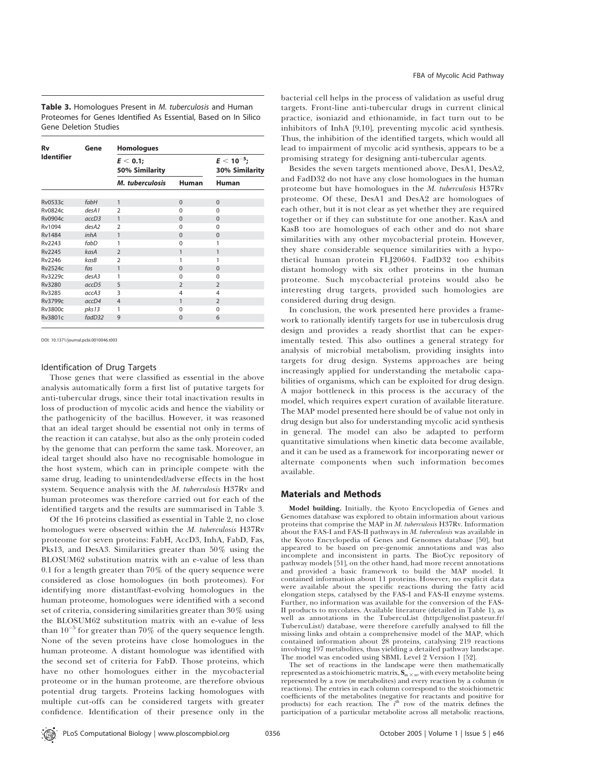**Table 3.** Homologues Present in *M. tuberculosis* and Human Proteomes for Genes Identified As Essential, Based on In Silico Gene Deletion Studies

| Rv Identifier | Gene | Homologues | | |
|---|---|---|---|---|
| | | $E < 0.1$; 50% Similarity | | $E < 10^{-5}$; 30% Similarity |
| | | *M. tuberculosis* | Human | Human |
| Rv0533c | *fabH* | 1 | 0 | 0 |
| Rv0824c | *desA1* | 2 | 0 | 0 |
| Rv0904c | *accD3* | 1 | 0 | 0 |
| Rv1094 | *desA2* | 2 | 0 | 0 |
| Rv1484 | *inhA* | 1 | 0 | 0 |
| Rv2243 | *fabD* | 1 | 0 | 1 |
| Rv2245 | *kasA* | 2 | 1 | 1 |
| Rv2246 | *kasB* | 2 | 1 | 1 |
| Rv2524c | *fas* | 1 | 0 | 0 |
| Rv3229c | *desA3* | 1 | 0 | 0 |
| Rv3280 | *accD5* | 5 | 2 | 2 |
| Rv3285 | *accA3* | 3 | 4 | 4 |
| Rv3799c | *accD4* | 4 | 1 | 2 |
| Rv3800c | *pks13* | 1 | 0 | 0 |
| Rv3801c | *fadD32* | 9 | 0 | 6 |

DOI: 10.1371/journal.pcbi.0010046.t003

### Identification of Drug Targets

Those genes that were classified as essential in the above analysis automatically form a first list of putative targets for anti-tubercular drugs, since their total inactivation results in loss of production of mycolic acids and hence the viability or the pathogenicity of the bacillus. However, it was reasoned that an ideal target should be essential not only in terms of the reaction it can catalyse, but also as the only protein coded by the genome that can perform the same task. Moreover, an ideal target should also have no recognisable homologue in the host system, which can in principle compete with the same drug, leading to unintended/adverse effects in the host system. Sequence analysis with the *M. tuberculosis* H37Rv and human proteomes was therefore carried out for each of the identified targets and the results are summarised in Table 3.

Of the 16 proteins classified as essential in Table 2, no close homologues were observed within the *M. tuberculosis* H37Rv proteome for seven proteins: FabH, AccD3, InhA, FabD, Fas, Pks13, and DesA3. Similarities greater than 50% using the BLOSUM62 substitution matrix with an e-value of less than 0.1 for a length greater than 70% of the query sequence were considered as close homologues (in both proteomes). For identifying more distant/fast-evolving homologues in the human proteome, homologues were identified with a second set of criteria, considering similarities greater than 30% using the BLOSUM62 substitution matrix with an e-value of less than $10^{-5}$ for greater than 70% of the query sequence length. None of the seven proteins have close homologues in the human proteome. A distant homologue was identified with the second set of criteria for FabD. Those proteins, which have no other homologues either in the mycobacterial proteome or in the human proteome, are therefore obvious potential drug targets. Proteins lacking homologues with multiple cut-offs can be considered targets with greater confidence. Identification of their presence only in the bacterial cell helps in the process of validation as useful drug targets. Front-line anti-tubercular drugs in current clinical practice, isoniazid and ethionamide, in fact turn out to be inhibitors of InhA [9,10], preventing mycolic acid synthesis. Thus, the inhibition of the identified targets, which would all lead to impairment of mycolic acid synthesis, appears to be a promising strategy for designing anti-tubercular agents.

Besides the seven targets mentioned above, DesA1, DesA2, and FadD32 do not have any close homologues in the human proteome but have homologues in the *M. tuberculosis* H37Rv proteome. Of these, DesA1 and DesA2 are homologues of each other, but it is not clear as yet whether they are required together or if they can substitute for one another. KasA and KasB too are homologues of each other and do not share similarities with any other mycobacterial protein. However, they share considerable sequence similarities with a hypothetical human protein FLJ20604. FadD32 too exhibits distant homology with six other proteins in the human proteome. Such mycobacterial proteins would also be interesting drug targets, provided such homologies are considered during drug design.

In conclusion, the work presented here provides a framework to rationally identify targets for use in tuberculosis drug design and provides a ready shortlist that can be experimentally tested. This also outlines a general strategy for analysis of microbial metabolism, providing insights into targets for drug design. Systems approaches are being increasingly applied for understanding the metabolic capabilities of organisms, which can be exploited for drug design. A major bottleneck in this process is the accuracy of the model, which requires expert curation of available literature. The MAP model presented here should be of value not only in drug design but also for understanding mycolic acid synthesis in general. The model can also be adapted to perform quantitative simulations when kinetic data become available, and it can be used as a framework for incorporating newer or alternate components when such information becomes available.

## Materials and Methods

**Model building.** Initially, the Kyoto Encyclopedia of Genes and Genomes database was explored to obtain information about various proteins that comprise the MAP in *M. tuberculosis* H37Rv. Information about the FAS-I and FAS-II pathways in *M. tuberculosis* was available in the Kyoto Encyclopedia of Genes and Genomes database [50], but appeared to be based on pre-genomic annotations and was also incomplete and inconsistent in parts. The BioCyc repository of pathway models [51], on the other hand, had more recent annotations and provided a basic framework to build the MAP model. It contained information about 11 proteins. However, no explicit data were available about the specific reactions during the fatty acid elongation steps, catalysed by the FAS-I and FAS-II enzyme systems. Further, no information was available for the conversion of the FAS-II products to mycolates. Available literature (detailed in Table 1), as well as annotations in the TubercuList (http://genolist.pasteur.fr/TubercuList/) database, were therefore carefully analysed to fill the missing links and obtain a comprehensive model of the MAP, which contained information about 28 proteins, catalysing 219 reactions involving 197 metabolites, thus yielding a detailed pathway landscape. The model was encoded using SBML Level 2 Version 1 [52].

The set of reactions in the landscape were then mathematically represented as a stoichiometric matrix, $\mathbf{S}_{m \times n}$, with every metabolite being represented by a row ($m$ metabolites) and every reaction by a column ($n$ reactions). The entries in each column correspond to the stoichiometric coefficients of the metabolites (negative for reactants and positive for products) for each reaction. The $i^{th}$ row of the matrix defines the participation of a particular metabolite across all metabolic reactions,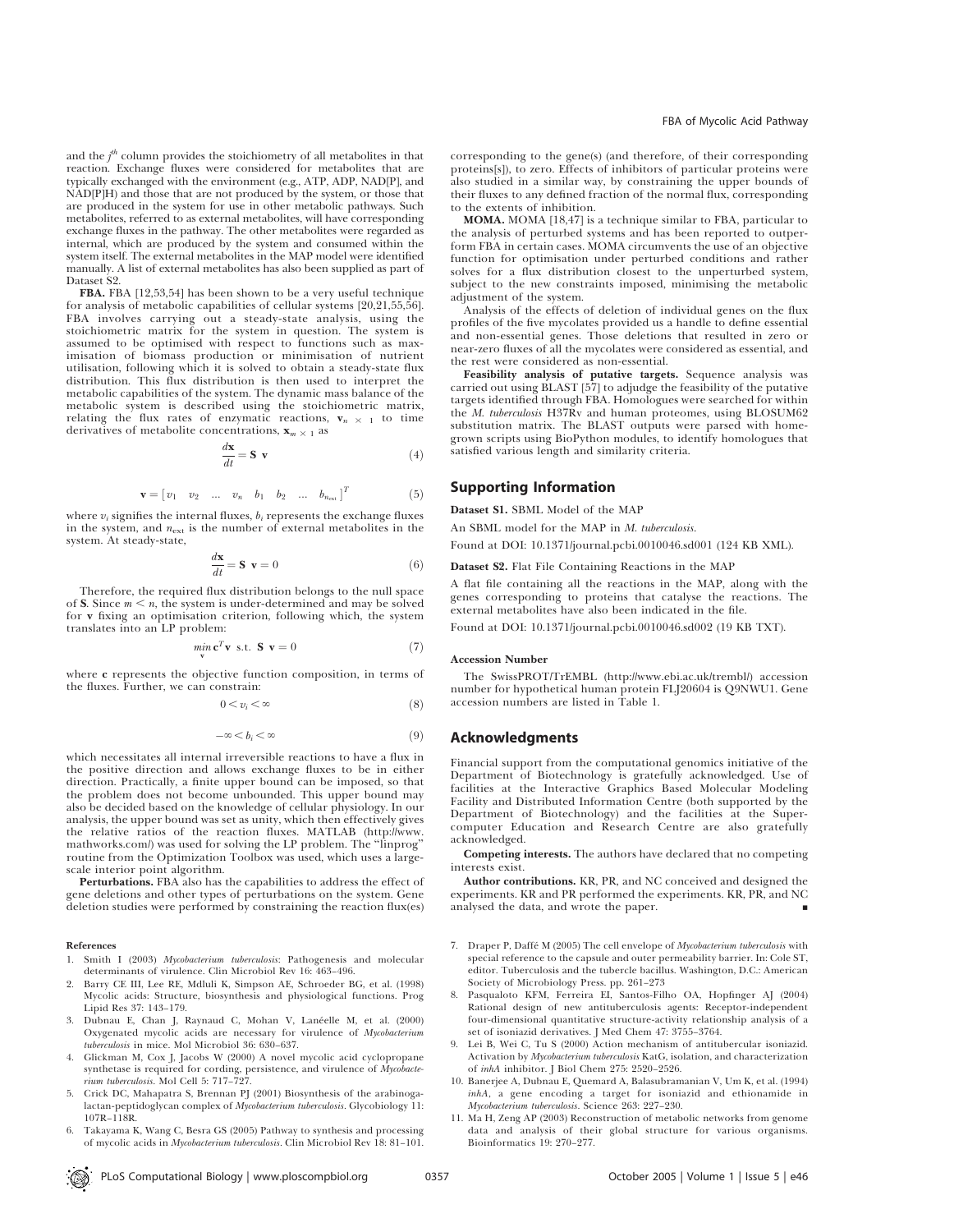and the $j^{th}$ column provides the stoichiometry of all metabolites in that reaction. Exchange fluxes were considered for metabolites that are typically exchanged with the environment (e.g., ATP, ADP, NAD[P], and NAD[P]H) and those that are not produced by the system, or those that are produced in the system for use in other metabolic pathways. Such metabolites, referred to as external metabolites, will have corresponding exchange fluxes in the pathway. The other metabolites were regarded as internal, which are produced by the system and consumed within the system itself. The external metabolites in the MAP model were identified manually. A list of external metabolites has also been supplied as part of Dataset S2.

**FBA.** FBA [12,53,54] has been shown to be a very useful technique for analysis of metabolic capabilities of cellular systems [20,21,55,56]. FBA involves carrying out a steady-state analysis, using the stoichiometric matrix for the system in question. The system is assumed to be optimised with respect to functions such as maximisation of biomass production or minimisation of nutrient utilisation, following which it is solved to obtain a steady-state flux distribution. This flux distribution is then used to interpret the metabolic capabilities of the system. The dynamic mass balance of the metabolic system is described using the stoichiometric matrix, relating the flux rates of enzymatic reactions, $\mathbf{v}_{n \times 1}$ to time derivatives of metabolite concentrations, $\mathbf{x}_{m \times 1}$ as

$$\frac{d\mathbf{x}}{dt} = \mathbf{S}\ \mathbf{v} \tag{4}$$

$$\mathbf{v} = \begin{bmatrix} v_1 & v_2 & \ldots & v_n & b_1 & b_2 & \ldots & b_{n_{\text{ext}}} \end{bmatrix}^T \tag{5}$$

where $v_i$ signifies the internal fluxes, $b_i$ represents the exchange fluxes in the system, and $n_{\text{ext}}$ is the number of external metabolites in the system. At steady-state,

$$\frac{d\mathbf{x}}{dt} = \mathbf{S}\ \mathbf{v} = 0 \tag{6}$$

Therefore, the required flux distribution belongs to the null space of **S**. Since $m < n$, the system is under-determined and may be solved for **v** fixing an optimisation criterion, following which, the system translates into an LP problem:

$$\min_{\mathbf{v}} \mathbf{c}^T\mathbf{v} \ \text{ s.t. } \ \mathbf{S}\ \mathbf{v} = 0 \tag{7}$$

where **c** represents the objective function composition, in terms of the fluxes. Further, we can constrain:

$$0 < v_i < \infty \tag{8}$$

$$-\infty < b_i < \infty \tag{9}$$

which necessitates all internal irreversible reactions to have a flux in the positive direction and allows exchange fluxes to be in either direction. Practically, a finite upper bound can be imposed, so that the problem does not become unbounded. This upper bound may also be decided based on the knowledge of cellular physiology. In our analysis, the upper bound was set as unity, which then effectively gives the relative ratios of the reaction fluxes. MATLAB (http://www.mathworks.com/) was used for solving the LP problem. The "linprog" routine from the Optimization Toolbox was used, which uses a large-scale interior point algorithm.

**Perturbations.** FBA also has the capabilities to address the effect of gene deletions and other types of perturbations on the system. Gene deletion studies were performed by constraining the reaction flux(es) corresponding to the gene(s) (and therefore, of their corresponding proteins[s]), to zero. Effects of inhibitors of particular proteins were also studied in a similar way, by constraining the upper bounds of their fluxes to any defined fraction of the normal flux, corresponding to the extents of inhibition.

**MOMA.** MOMA [18,47] is a technique similar to FBA, particular to the analysis of perturbed systems and has been reported to outperform FBA in certain cases. MOMA circumvents the use of an objective function for optimisation under perturbed conditions and rather solves for a flux distribution closest to the unperturbed system, subject to the new constraints imposed, minimising the metabolic adjustment of the system.

Analysis of the effects of deletion of individual genes on the flux profiles of the five mycolates provided us a handle to define essential and non-essential genes. Those deletions that resulted in zero or near-zero fluxes of all the mycolates were considered as essential, and the rest were considered as non-essential.

**Feasibility analysis of putative targets.** Sequence analysis was carried out using BLAST [57] to adjudge the feasibility of the putative targets identified through FBA. Homologues were searched for within the *M. tuberculosis* H37Rv and human proteomes, using BLOSUM62 substitution matrix. The BLAST outputs were parsed with home-grown scripts using BioPython modules, to identify homologues that satisfied various length and similarity criteria.

## Supporting Information

**Dataset S1.** SBML Model of the MAP

An SBML model for the MAP in *M. tuberculosis*.

Found at DOI: 10.1371/journal.pcbi.0010046.sd001 (124 KB XML).

**Dataset S2.** Flat File Containing Reactions in the MAP

A flat file containing all the reactions in the MAP, along with the genes corresponding to proteins that catalyse the reactions. The external metabolites have also been indicated in the file.

Found at DOI: 10.1371/journal.pcbi.0010046.sd002 (19 KB TXT).

### Accession Number

The SwissPROT/TrEMBL (http://www.ebi.ac.uk/trembl/) accession number for hypothetical human protein FLJ20604 is Q9NWU1. Gene accession numbers are listed in Table 1.

## Acknowledgments

Financial support from the computational genomics initiative of the Department of Biotechnology is gratefully acknowledged. Use of facilities at the Interactive Graphics Based Molecular Modeling Facility and Distributed Information Centre (both supported by the Department of Biotechnology) and the facilities at the Supercomputer Education and Research Centre are also gratefully acknowledged.

**Competing interests.** The authors have declared that no competing interests exist.

**Author contributions.** KR, PR, and NC conceived and designed the experiments. KR and PR performed the experiments. KR, PR, and NC analysed the data, and wrote the paper. ■

### References

1. Smith I (2003) *Mycobacterium tuberculosis*: Pathogenesis and molecular determinants of virulence. Clin Microbiol Rev 16: 463–496.
2. Barry CE III, Lee RE, Mdluli K, Simpson AE, Schroeder BG, et al. (1998) Mycolic acids: Structure, biosynthesis and physiological functions. Prog Lipid Res 37: 143–179.
3. Dubnau E, Chan J, Raynaud C, Mohan V, Lanéelle M, et al. (2000) Oxygenated mycolic acids are necessary for virulence of *Mycobacterium tuberculosis* in mice. Mol Microbiol 36: 630–637.
4. Glickman M, Cox J, Jacobs W (2000) A novel mycolic acid cyclopropane synthetase is required for cording, persistence, and virulence of *Mycobacterium tuberculosis*. Mol Cell 5: 717–727.
5. Crick DC, Mahapatra S, Brennan PJ (2001) Biosynthesis of the arabinogalactan-peptidoglycan complex of *Mycobacterium tuberculosis*. Glycobiology 11: 107R–118R.
6. Takayama K, Wang C, Besra GS (2005) Pathway to synthesis and processing of mycolic acids in *Mycobacterium tuberculosis*. Clin Microbiol Rev 18: 81–101.
7. Draper P, Daffé M (2005) The cell envelope of *Mycobacterium tuberculosis* with special reference to the capsule and outer permeability barrier. In: Cole ST, editor. Tuberculosis and the tubercle bacillus. Washington, D.C.: American Society of Microbiology Press. pp. 261–273
8. Pasqualoto KFM, Ferreira EI, Santos-Filho OA, Hopfinger AJ (2004) Rational design of new antituberculosis agents: Receptor-independent four-dimensional quantitative structure-activity relationship analysis of a set of isoniazid derivatives. J Med Chem 47: 3755–3764.
9. Lei B, Wei C, Tu S (2000) Action mechanism of antitubercular isoniazid. Activation by *Mycobacterium tuberculosis* KatG, isolation, and characterization of *inhA* inhibitor. J Biol Chem 275: 2520–2526.
10. Banerjee A, Dubnau E, Quemard A, Balasubramanian V, Um K, et al. (1994) *inhA*, a gene encoding a target for isoniazid and ethionamide in *Mycobacterium tuberculosis*. Science 263: 227–230.
11. Ma H, Zeng AP (2003) Reconstruction of metabolic networks from genome data and analysis of their global structure for various organisms. Bioinformatics 19: 270–277.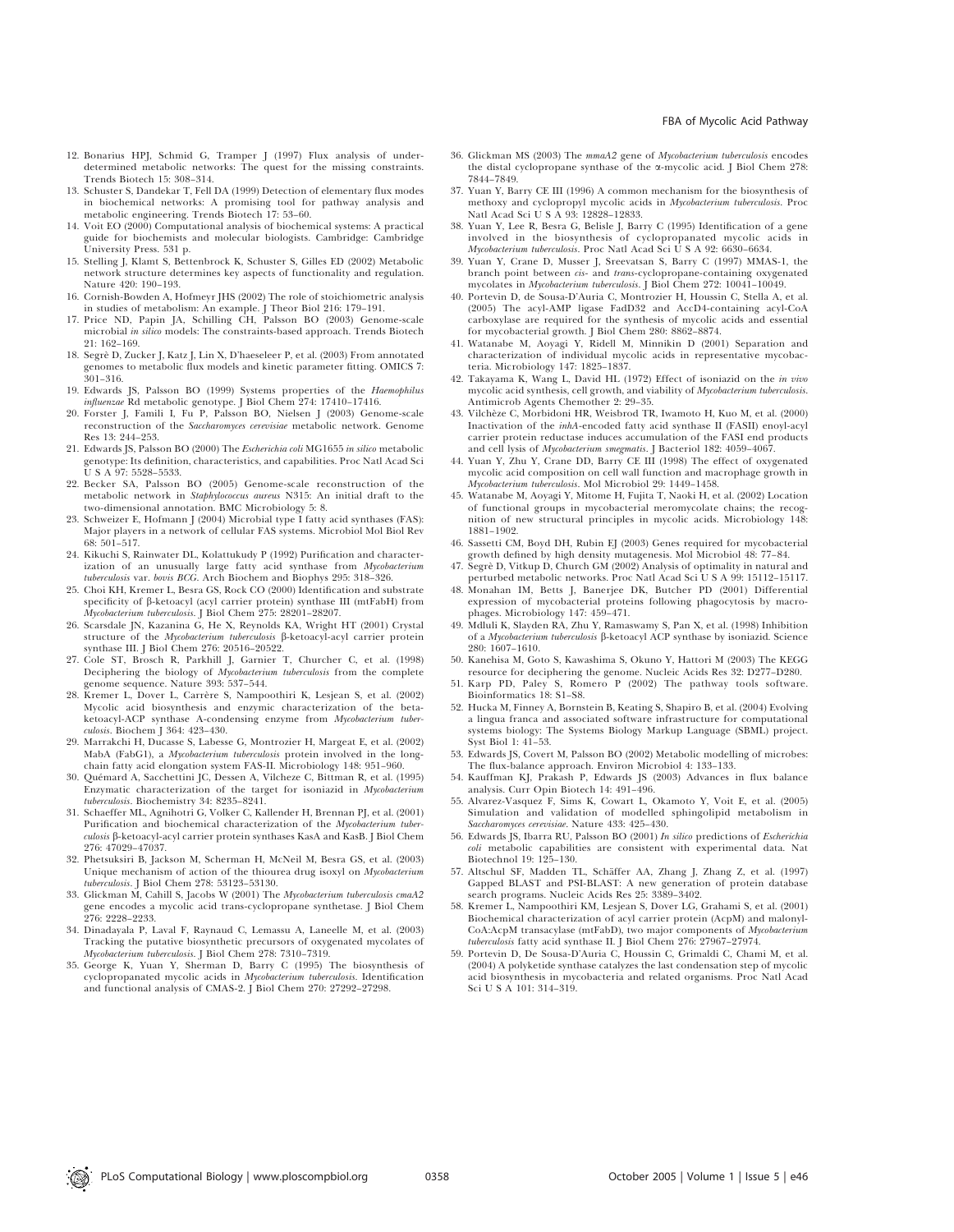12. Bonarius HPJ, Schmid G, Tramper J (1997) Flux analysis of underdetermined metabolic networks: The quest for the missing constraints. Trends Biotech 15: 308–314.
13. Schuster S, Dandekar T, Fell DA (1999) Detection of elementary flux modes in biochemical networks: A promising tool for pathway analysis and metabolic engineering. Trends Biotech 17: 53–60.
14. Voit EO (2000) Computational analysis of biochemical systems: A practical guide for biochemists and molecular biologists. Cambridge: Cambridge University Press. 531 p.
15. Stelling J, Klamt S, Bettenbrock K, Schuster S, Gilles ED (2002) Metabolic network structure determines key aspects of functionality and regulation. Nature 420: 190–193.
16. Cornish-Bowden A, Hofmeyr JHS (2002) The role of stoichiometric analysis in studies of metabolism: An example. J Theor Biol 216: 179–191.
17. Price ND, Papin JA, Schilling CH, Palsson BO (2003) Genome-scale microbial *in silico* models: The constraints-based approach. Trends Biotech 21: 162–169.
18. Segrè D, Zucker J, Katz J, Lin X, D'haeseleer P, et al. (2003) From annotated genomes to metabolic flux models and kinetic parameter fitting. OMICS 7: 301–316.
19. Edwards JS, Palsson BO (1999) Systems properties of the *Haemophilus influenzae* Rd metabolic genotype. J Biol Chem 274: 17410–17416.
20. Forster J, Famili I, Fu P, Palsson BO, Nielsen J (2003) Genome-scale reconstruction of the *Saccharomyces cerevisiae* metabolic network. Genome Res 13: 244–253.
21. Edwards JS, Palsson BO (2000) The *Escherichia coli* MG1655 *in silico* metabolic genotype: Its definition, characteristics, and capabilities. Proc Natl Acad Sci U S A 97: 5528–5533.
22. Becker SA, Palsson BO (2005) Genome-scale reconstruction of the metabolic network in *Staphylococcus aureus* N315: An initial draft to the two-dimensional annotation. BMC Microbiology 5: 8.
23. Schweizer E, Hofmann J (2004) Microbial type I fatty acid synthases (FAS): Major players in a network of cellular FAS systems. Microbiol Mol Biol Rev 68: 501–517.
24. Kikuchi S, Rainwater DL, Kolattukudy P (1992) Purification and characterization of an unusually large fatty acid synthase from *Mycobacterium tuberculosis* var. *bovis BCG*. Arch Biochem and Biophys 295: 318–326.
25. Choi KH, Kremer L, Besra GS, Rock CO (2000) Identification and substrate specificity of β-ketoacyl (acyl carrier protein) synthase III (mtFabH) from *Mycobacterium tuberculosis*. J Biol Chem 275: 28201–28207.
26. Scarsdale JN, Kazanina G, He X, Reynolds KA, Wright HT (2001) Crystal structure of the *Mycobacterium tuberculosis* β-ketoacyl-acyl carrier protein synthase III. J Biol Chem 276: 20516–20522.
27. Cole ST, Brosch R, Parkhill J, Garnier T, Churcher C, et al. (1998) Deciphering the biology of *Mycobacterium tuberculosis* from the complete genome sequence. Nature 393: 537–544.
28. Kremer L, Dover L, Carrère S, Nampoothiri K, Lesjean S, et al. (2002) Mycolic acid biosynthesis and enzymic characterization of the beta-ketoacyl-ACP synthase A-condensing enzyme from *Mycobacterium tuberculosis*. Biochem J 364: 423–430.
29. Marrakchi H, Ducasse S, Labesse G, Montrozier H, Margeat E, et al. (2002) MabA (FabG1), a *Mycobacterium tuberculosis* protein involved in the long-chain fatty acid elongation system FAS-II. Microbiology 148: 951–960.
30. Quémard A, Sacchettini JC, Dessen A, Vilcheze C, Bittman R, et al. (1995) Enzymatic characterization of the target for isoniazid in *Mycobacterium tuberculosis*. Biochemistry 34: 8235–8241.
31. Schaeffer ML, Agnihotri G, Volker C, Kallender H, Brennan PJ, et al. (2001) Purification and biochemical characterization of the *Mycobacterium tuberculosis* β-ketoacyl-acyl carrier protein synthases KasA and KasB. J Biol Chem 276: 47029–47037.
32. Phetsuksiri B, Jackson M, Scherman H, McNeil M, Besra GS, et al. (2003) Unique mechanism of action of the thiourea drug isoxyl on *Mycobacterium tuberculosis*. J Biol Chem 278: 53123–53130.
33. Glickman M, Cahill S, Jacobs W (2001) The *Mycobacterium tuberculosis cmaA2* gene encodes a mycolic acid trans-cyclopropane synthetase. J Biol Chem 276: 2228–2233.
34. Dinadayala P, Laval F, Raynaud C, Lemassu A, Laneelle M, et al. (2003) Tracking the putative biosynthetic precursors of oxygenated mycolates of *Mycobacterium tuberculosis*. J Biol Chem 278: 7310–7319.
35. George K, Yuan Y, Sherman D, Barry C (1995) The biosynthesis of cyclopropanated mycolic acids in *Mycobacterium tuberculosis*. Identification and functional analysis of CMAS-2. J Biol Chem 270: 27292–27298.
36. Glickman MS (2003) The *mmaA2* gene of *Mycobacterium tuberculosis* encodes the distal cyclopropane synthase of the α-mycolic acid. J Biol Chem 278: 7844–7849.
37. Yuan Y, Barry CE III (1996) A common mechanism for the biosynthesis of methoxy and cyclopropyl mycolic acids in *Mycobacterium tuberculosis*. Proc Natl Acad Sci U S A 93: 12828–12833.
38. Yuan Y, Lee R, Besra G, Belisle J, Barry C (1995) Identification of a gene involved in the biosynthesis of cyclopropanated mycolic acids in *Mycobacterium tuberculosis*. Proc Natl Acad Sci U S A 92: 6630–6634.
39. Yuan Y, Crane D, Musser J, Sreevatsan S, Barry C (1997) MMAS-1, the branch point between *cis*- and *trans*-cyclopropane-containing oxygenated mycolates in *Mycobacterium tuberculosis*. J Biol Chem 272: 10041–10049.
40. Portevin D, de Sousa-D'Auria C, Montrozier H, Houssin C, Stella A, et al. (2005) The acyl-AMP ligase FadD32 and AccD4-containing acyl-CoA carboxylase are required for the synthesis of mycolic acids and essential for mycobacterial growth. J Biol Chem 280: 8862–8874.
41. Watanabe M, Aoyagi Y, Ridell M, Minnikin D (2001) Separation and characterization of individual mycolic acids in representative mycobacteria. Microbiology 147: 1825–1837.
42. Takayama K, Wang L, David HL (1972) Effect of isoniazid on the *in vivo* mycolic acid synthesis, cell growth, and viability of *Mycobacterium tuberculosis*. Antimicrob Agents Chemother 2: 29–35.
43. Vilchèze C, Morbidoni HR, Weisbrod TR, Iwamoto H, Kuo M, et al. (2000) Inactivation of the *inhA*-encoded fatty acid synthase II (FASII) enoyl-acyl carrier protein reductase induces accumulation of the FASI end products and cell lysis of *Mycobacterium smegmatis*. J Bacteriol 182: 4059–4067.
44. Yuan Y, Zhu Y, Crane DD, Barry CE III (1998) The effect of oxygenated mycolic acid composition on cell wall function and macrophage growth in *Mycobacterium tuberculosis*. Mol Microbiol 29: 1449–1458.
45. Watanabe M, Aoyagi Y, Mitome H, Fujita T, Naoki H, et al. (2002) Location of functional groups in mycobacterial meromycolate chains; the recognition of new structural principles in mycolic acids. Microbiology 148: 1881–1902.
46. Sassetti CM, Boyd DH, Rubin EJ (2003) Genes required for mycobacterial growth defined by high density mutagenesis. Mol Microbiol 48: 77–84.
47. Segrè D, Vitkup D, Church GM (2002) Analysis of optimality in natural and perturbed metabolic networks. Proc Natl Acad Sci U S A 99: 15112–15117.
48. Monahan IM, Betts J, Banerjee DK, Butcher PD (2001) Differential expression of mycobacterial proteins following phagocytosis by macrophages. Microbiology 147: 459–471.
49. Mdluli K, Slayden RA, Zhu Y, Ramaswamy S, Pan X, et al. (1998) Inhibition of a *Mycobacterium tuberculosis* β-ketoacyl ACP synthase by isoniazid. Science 280: 1607–1610.
50. Kanehisa M, Goto S, Kawashima S, Okuno Y, Hattori M (2003) The KEGG resource for deciphering the genome. Nucleic Acids Res 32: D277–D280.
51. Karp PD, Paley S, Romero P (2002) The pathway tools software. Bioinformatics 18: S1–S8.
52. Hucka M, Finney A, Bornstein B, Keating S, Shapiro B, et al. (2004) Evolving a lingua franca and associated software infrastructure for computational systems biology: The Systems Biology Markup Language (SBML) project. Syst Biol 1: 41–53.
53. Edwards JS, Covert M, Palsson BO (2002) Metabolic modelling of microbes: The flux-balance approach. Environ Microbiol 4: 133–133.
54. Kauffman KJ, Prakash P, Edwards JS (2003) Advances in flux balance analysis. Curr Opin Biotech 14: 491–496.
55. Alvarez-Vasquez F, Sims K, Cowart L, Okamoto Y, Voit E, et al. (2005) Simulation and validation of modelled sphingolipid metabolism in *Saccharomyces cerevisiae*. Nature 433: 425–430.
56. Edwards JS, Ibarra RU, Palsson BO (2001) *In silico* predictions of *Escherichia coli* metabolic capabilities are consistent with experimental data. Nat Biotechnol 19: 125–130.
57. Altschul SF, Madden TL, Schäffer AA, Zhang J, Zhang Z, et al. (1997) Gapped BLAST and PSI-BLAST: A new generation of protein database search programs. Nucleic Acids Res 25: 3389–3402.
58. Kremer L, Nampoothiri KM, Lesjean S, Dover LG, Grahami S, et al. (2001) Biochemical characterization of acyl carrier protein (AcpM) and malonyl-CoA:AcpM transacylase (mtFabD), two major components of *Mycobacterium tuberculosis* fatty acid synthase II. J Biol Chem 276: 27967–27974.
59. Portevin D, De Sousa-D'Auria C, Houssin C, Grimaldi C, Chami M, et al. (2004) A polyketide synthase catalyzes the last condensation step of mycolic acid biosynthesis in mycobacteria and related organisms. Proc Natl Acad Sci U S A 101: 314–319.